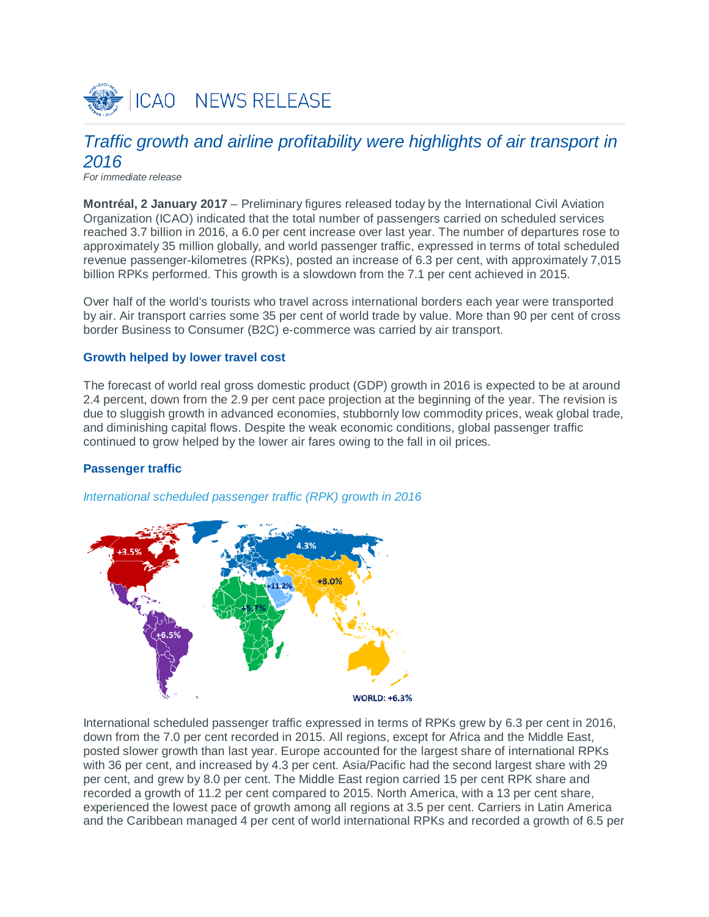ICAO NEWS RELEASE

# *Traffic growth and airline profitability were highlights of air transport in 2016*

*For immediate release*

**Montréal, 2 January 2017** – Preliminary figures released today by the International Civil Aviation Organization (ICAO) indicated that the total number of passengers carried on scheduled services reached 3.7 billion in 2016, a 6.0 per cent increase over last year. The number of departures rose to approximately 35 million globally, and world passenger traffic, expressed in terms of total scheduled revenue passenger-kilometres (RPKs), posted an increase of 6.3 per cent, with approximately 7,015 billion RPKs performed. This growth is a slowdown from the 7.1 per cent achieved in 2015.

Over half of the world's tourists who travel across international borders each year were transported by air. Air transport carries some 35 per cent of world trade by value. More than 90 per cent of cross border Business to Consumer (B2C) e-commerce was carried by air transport.

## Growth helped by lower travel cost

The forecast of world real gross domestic product (GDP) growth in 2016 is expected to be at around 2.4 percent, down from the 2.9 per cent pace projection at the beginning of the year. The revision is due to sluggish growth in advanced economies, stubbornly low commodity prices, weak global trade, and diminishing capital flows. Despite the weak economic conditions, global passenger traffic continued to grow helped by the lower air fares owing to the fall in oil prices.

## Passenger traffic

*International scheduled passenger traffic (RPK) growth in 2016*

+3.5% | 4.3% | +11.2% | +8.0% | +5.7% | +6.5% | WORLD: +6.3%

International scheduled passenger traffic expressed in terms of RPKs grew by 6.3 per cent in 2016, down from the 7.0 per cent recorded in 2015. All regions, except for Africa and the Middle East, posted slower growth than last year. Europe accounted for the largest share of international RPKs with 36 per cent, and increased by 4.3 per cent. Asia/Pacific had the second largest share with 29 per cent, and grew by 8.0 per cent. The Middle East region carried 15 per cent RPK share and recorded a growth of 11.2 per cent compared to 2015. North America, with a 13 per cent share, experienced the lowest pace of growth among all regions at 3.5 per cent. Carriers in Latin America and the Caribbean managed 4 per cent of world international RPKs and recorded a growth of 6.5 per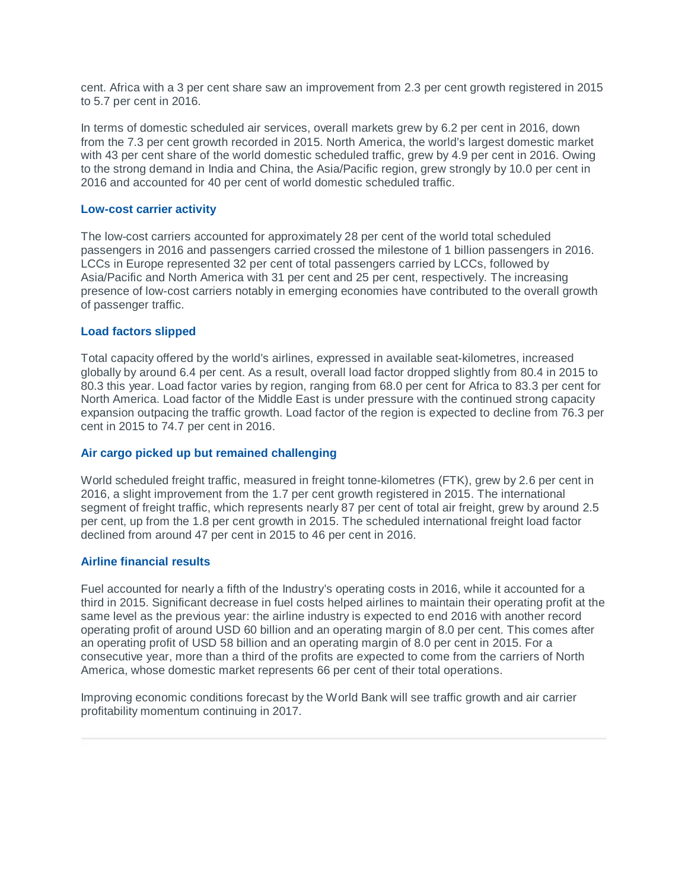cent. Africa with a 3 per cent share saw an improvement from 2.3 per cent growth registered in 2015 to 5.7 per cent in 2016.

In terms of domestic scheduled air services, overall markets grew by 6.2 per cent in 2016, down from the 7.3 per cent growth recorded in 2015. North America, the world's largest domestic market with 43 per cent share of the world domestic scheduled traffic, grew by 4.9 per cent in 2016. Owing to the strong demand in India and China, the Asia/Pacific region, grew strongly by 10.0 per cent in 2016 and accounted for 40 per cent of world domestic scheduled traffic.

### Low-cost carrier activity

The low-cost carriers accounted for approximately 28 per cent of the world total scheduled passengers in 2016 and passengers carried crossed the milestone of 1 billion passengers in 2016. LCCs in Europe represented 32 per cent of total passengers carried by LCCs, followed by Asia/Pacific and North America with 31 per cent and 25 per cent, respectively. The increasing presence of low-cost carriers notably in emerging economies have contributed to the overall growth of passenger traffic.

### Load factors slipped

Total capacity offered by the world's airlines, expressed in available seat-kilometres, increased globally by around 6.4 per cent. As a result, overall load factor dropped slightly from 80.4 in 2015 to 80.3 this year. Load factor varies by region, ranging from 68.0 per cent for Africa to 83.3 per cent for North America. Load factor of the Middle East is under pressure with the continued strong capacity expansion outpacing the traffic growth. Load factor of the region is expected to decline from 76.3 per cent in 2015 to 74.7 per cent in 2016.

### Air cargo picked up but remained challenging

World scheduled freight traffic, measured in freight tonne-kilometres (FTK), grew by 2.6 per cent in 2016, a slight improvement from the 1.7 per cent growth registered in 2015. The international segment of freight traffic, which represents nearly 87 per cent of total air freight, grew by around 2.5 per cent, up from the 1.8 per cent growth in 2015. The scheduled international freight load factor declined from around 47 per cent in 2015 to 46 per cent in 2016.

### Airline financial results

Fuel accounted for nearly a fifth of the Industry's operating costs in 2016, while it accounted for a third in 2015. Significant decrease in fuel costs helped airlines to maintain their operating profit at the same level as the previous year: the airline industry is expected to end 2016 with another record operating profit of around USD 60 billion and an operating margin of 8.0 per cent. This comes after an operating profit of USD 58 billion and an operating margin of 8.0 per cent in 2015. For a consecutive year, more than a third of the profits are expected to come from the carriers of North America, whose domestic market represents 66 per cent of their total operations.

Improving economic conditions forecast by the World Bank will see traffic growth and air carrier profitability momentum continuing in 2017.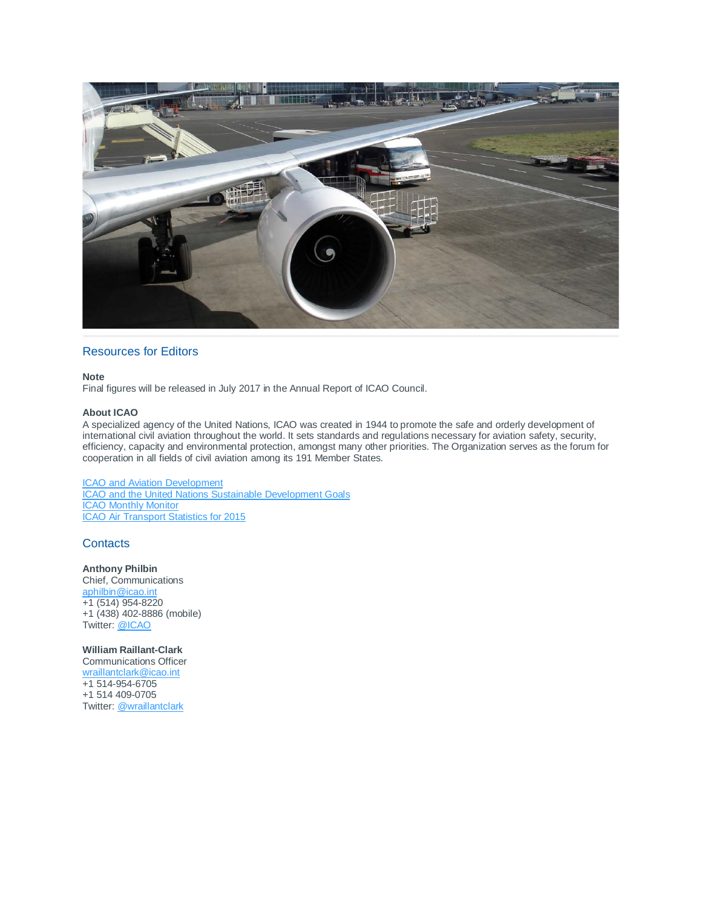## Resources for Editors

**Note**
Final figures will be released in July 2017 in the Annual Report of ICAO Council.

**About ICAO**
A specialized agency of the United Nations, ICAO was created in 1944 to promote the safe and orderly development of international civil aviation throughout the world. It sets standards and regulations necessary for aviation safety, security, efficiency, capacity and environmental protection, amongst many other priorities. The Organization serves as the forum for cooperation in all fields of civil aviation among its 191 Member States.

ICAO and Aviation Development
ICAO and the United Nations Sustainable Development Goals
ICAO Monthly Monitor
ICAO Air Transport Statistics for 2015

## Contacts

**Anthony Philbin**
Chief, Communications
aphilbin@icao.int
+1 (514) 954-8220
+1 (438) 402-8886 (mobile)
Twitter: @ICAO

**William Raillant-Clark**
Communications Officer
wraillantclark@icao.int
+1 514-954-6705
+1 514 409-0705
Twitter: @wraillantclark